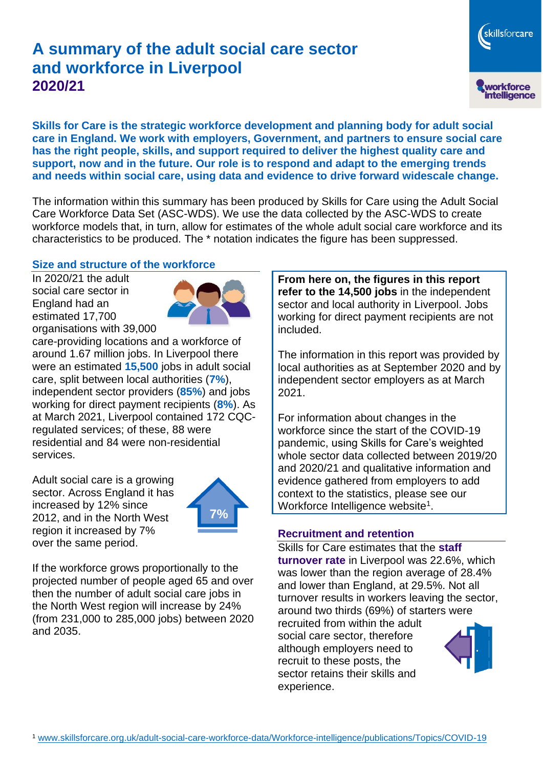# A summary of the adult social care sector and workforce in Liverpool
## 2020/21

**Skills for Care is the strategic workforce development and planning body for adult social care in England. We work with employers, Government, and partners to ensure social care has the right people, skills, and support required to deliver the highest quality care and support, now and in the future. Our role is to respond and adapt to the emerging trends and needs within social care, using data and evidence to drive forward widescale change.**

The information within this summary has been produced by Skills for Care using the Adult Social Care Workforce Data Set (ASC-WDS). We use the data collected by the ASC-WDS to create workforce models that, in turn, allow for estimates of the whole adult social care workforce and its characteristics to be produced. The * notation indicates the figure has been suppressed.

### Size and structure of the workforce

In 2020/21 the adult social care sector in England had an estimated 17,700 organisations with 39,000 care-providing locations and a workforce of around 1.67 million jobs. In Liverpool there were an estimated **15,500** jobs in adult social care, split between local authorities (**7%**), independent sector providers (**85%**) and jobs working for direct payment recipients (**8%**). As at March 2021, Liverpool contained 172 CQC-regulated services; of these, 88 were residential and 84 were non-residential services.

Adult social care is a growing sector. Across England it has increased by 12% since 2012, and in the North West region it increased by 7% over the same period.

7%

If the workforce grows proportionally to the projected number of people aged 65 and over then the number of adult social care jobs in the North West region will increase by 24% (from 231,000 to 285,000 jobs) between 2020 and 2035.

**From here on, the figures in this report refer to the 14,500 jobs** in the independent sector and local authority in Liverpool. Jobs working for direct payment recipients are not included.

The information in this report was provided by local authorities as at September 2020 and by independent sector employers as at March 2021.

For information about changes in the workforce since the start of the COVID-19 pandemic, using Skills for Care's weighted whole sector data collected between 2019/20 and 2020/21 and qualitative information and evidence gathered from employers to add context to the statistics, please see our Workforce Intelligence website[1].

### Recruitment and retention

Skills for Care estimates that the **staff turnover rate** in Liverpool was 22.6%, which was lower than the region average of 28.4% and lower than England, at 29.5%. Not all turnover results in workers leaving the sector, around two thirds (69%) of starters were recruited from within the adult social care sector, therefore although employers need to recruit to these posts, the sector retains their skills and experience.

[1] www.skillsforcare.org.uk/adult-social-care-workforce-data/Workforce-intelligence/publications/Topics/COVID-19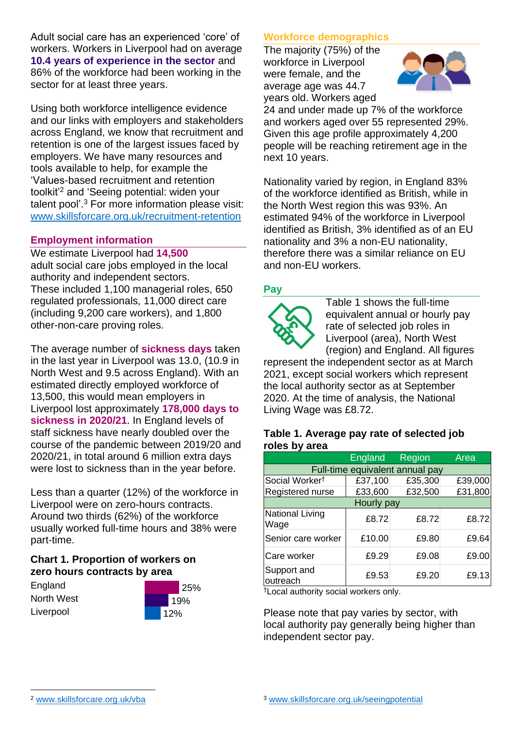Adult social care has an experienced 'core' of workers. Workers in Liverpool had on average **10.4 years of experience in the sector** and 86% of the workforce had been working in the sector for at least three years.

Using both workforce intelligence evidence and our links with employers and stakeholders across England, we know that recruitment and retention is one of the largest issues faced by employers. We have many resources and tools available to help, for example the 'Values-based recruitment and retention toolkit'[2] and 'Seeing potential: widen your talent pool'.[3] For more information please visit: www.skillsforcare.org.uk/recruitment-retention

## Employment information

We estimate Liverpool had **14,500** adult social care jobs employed in the local authority and independent sectors. These included 1,100 managerial roles, 650 regulated professionals, 11,000 direct care (including 9,200 care workers), and 1,800 other-non-care proving roles.

The average number of **sickness days** taken in the last year in Liverpool was 13.0, (10.9 in North West and 9.5 across England). With an estimated directly employed workforce of 13,500, this would mean employers in Liverpool lost approximately **178,000 days to sickness in 2020/21**. In England levels of staff sickness have nearly doubled over the course of the pandemic between 2019/20 and 2020/21, in total around 6 million extra days were lost to sickness than in the year before.

Less than a quarter (12%) of the workforce in Liverpool were on zero-hours contracts. Around two thirds (62%) of the workforce usually worked full-time hours and 38% were part-time.

### Chart 1. Proportion of workers on zero hours contracts by area

| Area | Proportion |
|---|---|
| England | 25% |
| North West | 19% |
| Liverpool | 12% |

## Workforce demographics

The majority (75%) of the workforce in Liverpool were female, and the average age was 44.7 years old. Workers aged 24 and under made up 7% of the workforce and workers aged over 55 represented 29%. Given this age profile approximately 4,200 people will be reaching retirement age in the next 10 years.

Nationality varied by region, in England 83% of the workforce identified as British, while in the North West region this was 93%. An estimated 94% of the workforce in Liverpool identified as British, 3% identified as of an EU nationality and 3% a non-EU nationality, therefore there was a similar reliance on EU and non-EU workers.

## Pay

Table 1 shows the full-time equivalent annual or hourly pay rate of selected job roles in Liverpool (area), North West (region) and England. All figures represent the independent sector as at March 2021, except social workers which represent the local authority sector as at September 2020. At the time of analysis, the National Living Wage was £8.72.

### Table 1. Average pay rate of selected job roles by area

| | England | Region | Area |
|---|---|---|---|
| **Full-time equivalent annual pay** | | | |
| Social Worker† | £37,100 | £35,300 | £39,000 |
| Registered nurse | £33,600 | £32,500 | £31,800 |
| **Hourly pay** | | | |
| National Living Wage | £8.72 | £8.72 | £8.72 |
| Senior care worker | £10.00 | £9.80 | £9.64 |
| Care worker | £9.29 | £9.08 | £9.00 |
| Support and outreach | £9.53 | £9.20 | £9.13 |

†Local authority social workers only.

Please note that pay varies by sector, with local authority pay generally being higher than independent sector pay.

[2] www.skillsforcare.org.uk/vba

[3] www.skillsforcare.org.uk/seeingpotential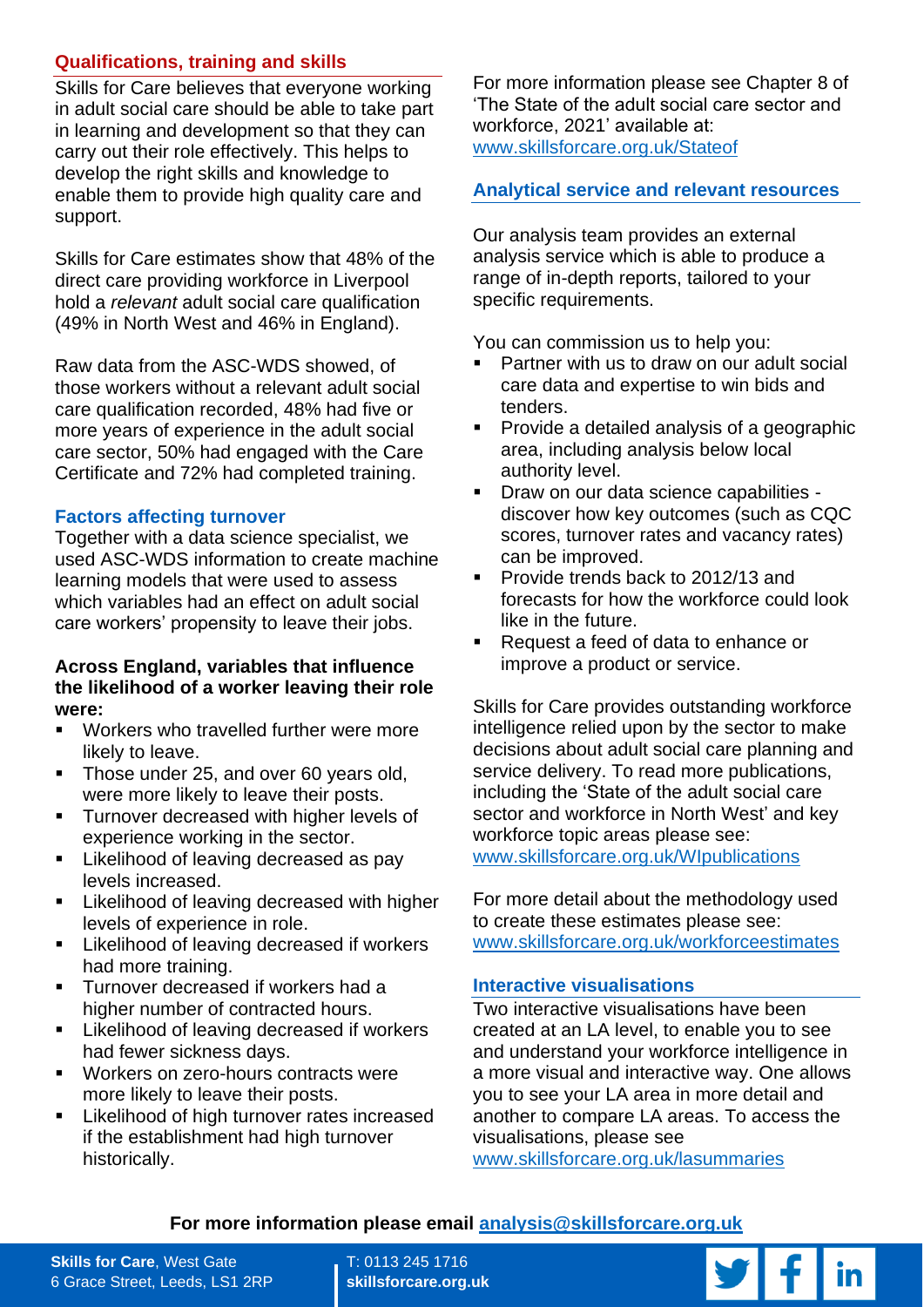## Qualifications, training and skills

Skills for Care believes that everyone working in adult social care should be able to take part in learning and development so that they can carry out their role effectively. This helps to develop the right skills and knowledge to enable them to provide high quality care and support.

Skills for Care estimates show that 48% of the direct care providing workforce in Liverpool hold a *relevant* adult social care qualification (49% in North West and 46% in England).

Raw data from the ASC-WDS showed, of those workers without a relevant adult social care qualification recorded, 48% had five or more years of experience in the adult social care sector, 50% had engaged with the Care Certificate and 72% had completed training.

## Factors affecting turnover

Together with a data science specialist, we used ASC-WDS information to create machine learning models that were used to assess which variables had an effect on adult social care workers' propensity to leave their jobs.

**Across England, variables that influence the likelihood of a worker leaving their role were:**

- Workers who travelled further were more likely to leave.
- Those under 25, and over 60 years old, were more likely to leave their posts.
- Turnover decreased with higher levels of experience working in the sector.
- Likelihood of leaving decreased as pay levels increased.
- Likelihood of leaving decreased with higher levels of experience in role.
- Likelihood of leaving decreased if workers had more training.
- Turnover decreased if workers had a higher number of contracted hours.
- Likelihood of leaving decreased if workers had fewer sickness days.
- Workers on zero-hours contracts were more likely to leave their posts.
- Likelihood of high turnover rates increased if the establishment had high turnover historically.

For more information please see Chapter 8 of 'The State of the adult social care sector and workforce, 2021' available at: www.skillsforcare.org.uk/Stateof

## Analytical service and relevant resources

Our analysis team provides an external analysis service which is able to produce a range of in-depth reports, tailored to your specific requirements.

You can commission us to help you:

- Partner with us to draw on our adult social care data and expertise to win bids and tenders.
- Provide a detailed analysis of a geographic area, including analysis below local authority level.
- Draw on our data science capabilities - discover how key outcomes (such as CQC scores, turnover rates and vacancy rates) can be improved.
- Provide trends back to 2012/13 and forecasts for how the workforce could look like in the future.
- Request a feed of data to enhance or improve a product or service.

Skills for Care provides outstanding workforce intelligence relied upon by the sector to make decisions about adult social care planning and service delivery. To read more publications, including the 'State of the adult social care sector and workforce in North West' and key workforce topic areas please see: www.skillsforcare.org.uk/WIpublications

For more detail about the methodology used to create these estimates please see: www.skillsforcare.org.uk/workforceestimates

## Interactive visualisations

Two interactive visualisations have been created at an LA level, to enable you to see and understand your workforce intelligence in a more visual and interactive way. One allows you to see your LA area in more detail and another to compare LA areas. To access the visualisations, please see www.skillsforcare.org.uk/lasummaries

**For more information please email analysis@skillsforcare.org.uk**

**Skills for Care**, West Gate
6 Grace Street, Leeds, LS1 2RP

T: 0113 245 1716
**skillsforcare.org.uk**